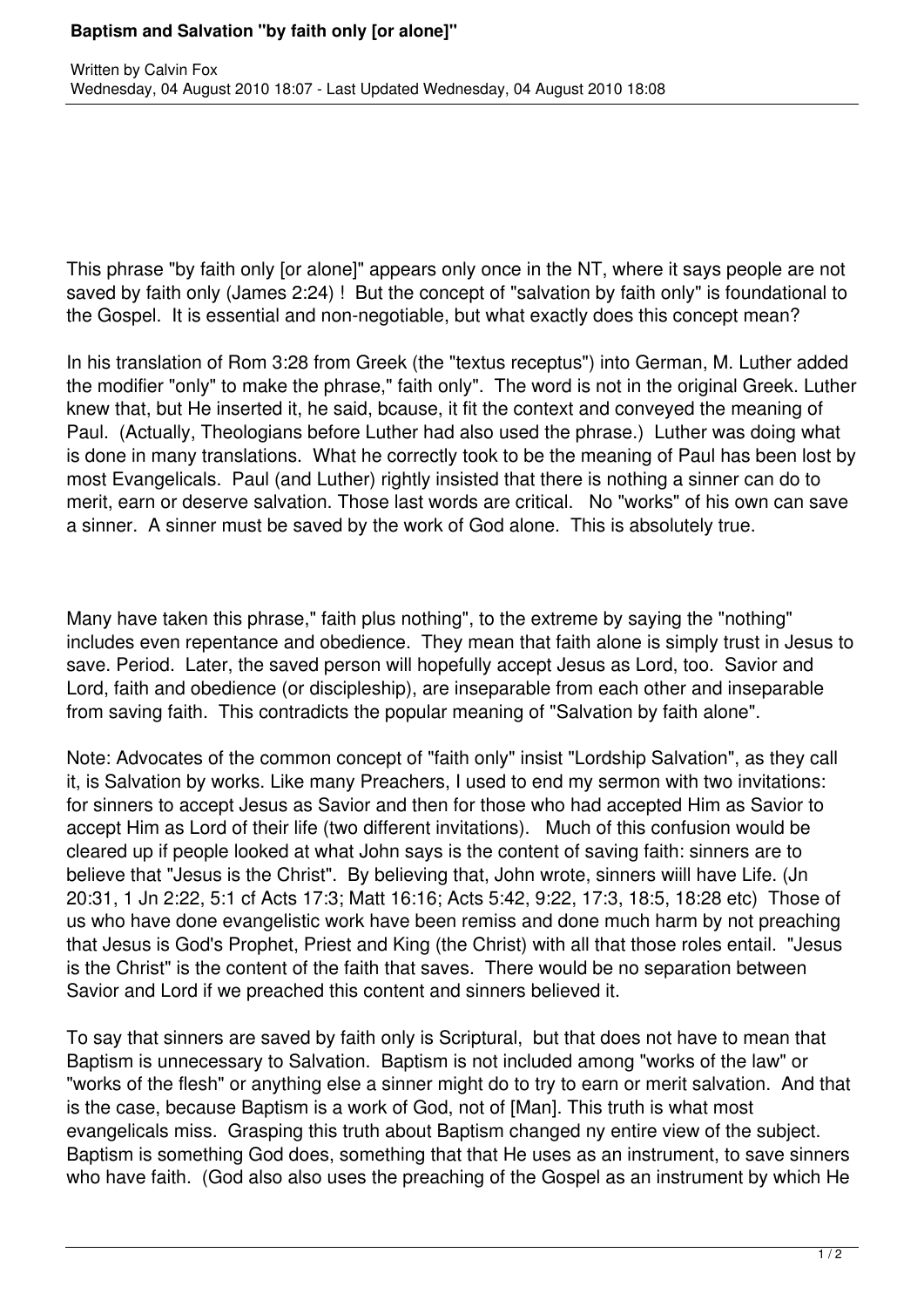# Baptism and Salvation "by faith only [or alone]"

Written by Calvin Fox
Wednesday, 04 August 2010 18:07 - Last Updated Wednesday, 04 August 2010 18:08

This phrase "by faith only [or alone]" appears only once in the NT, where it says people are not saved by faith only (James 2:24) ! But the concept of "salvation by faith only" is foundational to the Gospel. It is essential and non-negotiable, but what exactly does this concept mean?

In his translation of Rom 3:28 from Greek (the "textus receptus") into German, M. Luther added the modifier "only" to make the phrase," faith only". The word is not in the original Greek. Luther knew that, but He inserted it, he said, bcause, it fit the context and conveyed the meaning of Paul. (Actually, Theologians before Luther had also used the phrase.) Luther was doing what is done in many translations. What he correctly took to be the meaning of Paul has been lost by most Evangelicals. Paul (and Luther) rightly insisted that there is nothing a sinner can do to merit, earn or deserve salvation. Those last words are critical. No "works" of his own can save a sinner. A sinner must be saved by the work of God alone. This is absolutely true.

Many have taken this phrase," faith plus nothing", to the extreme by saying the "nothing" includes even repentance and obedience. They mean that faith alone is simply trust in Jesus to save. Period. Later, the saved person will hopefully accept Jesus as Lord, too. Savior and Lord, faith and obedience (or discipleship), are inseparable from each other and inseparable from saving faith. This contradicts the popular meaning of "Salvation by faith alone".

Note: Advocates of the common concept of "faith only" insist "Lordship Salvation", as they call it, is Salvation by works. Like many Preachers, I used to end my sermon with two invitations: for sinners to accept Jesus as Savior and then for those who had accepted Him as Savior to accept Him as Lord of their life (two different invitations). Much of this confusion would be cleared up if people looked at what John says is the content of saving faith: sinners are to believe that "Jesus is the Christ". By believing that, John wrote, sinners wiill have Life. (Jn 20:31, 1 Jn 2:22, 5:1 cf Acts 17:3; Matt 16:16; Acts 5:42, 9:22, 17:3, 18:5, 18:28 etc) Those of us who have done evangelistic work have been remiss and done much harm by not preaching that Jesus is God's Prophet, Priest and King (the Christ) with all that those roles entail. "Jesus is the Christ" is the content of the faith that saves. There would be no separation between Savior and Lord if we preached this content and sinners believed it.

To say that sinners are saved by faith only is Scriptural, but that does not have to mean that Baptism is unnecessary to Salvation. Baptism is not included among "works of the law" or "works of the flesh" or anything else a sinner might do to try to earn or merit salvation. And that is the case, because Baptism is a work of God, not of [Man]. This truth is what most evangelicals miss. Grasping this truth about Baptism changed ny entire view of the subject. Baptism is something God does, something that that He uses as an instrument, to save sinners who have faith. (God also also uses the preaching of the Gospel as an instrument by which He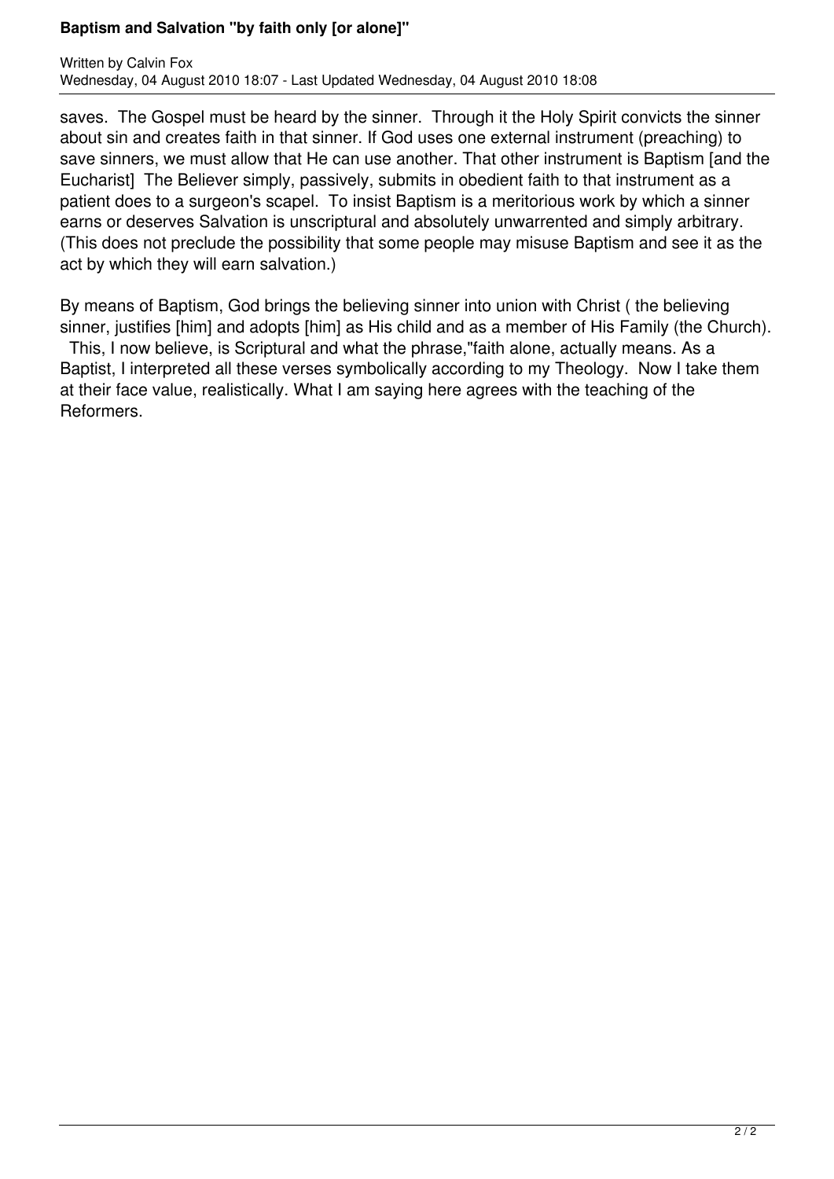saves. The Gospel must be heard by the sinner. Through it the Holy Spirit convicts the sinner about sin and creates faith in that sinner. If God uses one external instrument (preaching) to save sinners, we must allow that He can use another. That other instrument is Baptism [and the Eucharist] The Believer simply, passively, submits in obedient faith to that instrument as a patient does to a surgeon's scapel. To insist Baptism is a meritorious work by which a sinner earns or deserves Salvation is unscriptural and absolutely unwarrented and simply arbitrary. (This does not preclude the possibility that some people may misuse Baptism and see it as the act by which they will earn salvation.)

By means of Baptism, God brings the believing sinner into union with Christ ( the believing sinner, justifies [him] and adopts [him] as His child and as a member of His Family (the Church). This, I now believe, is Scriptural and what the phrase,"faith alone, actually means. As a Baptist, I interpreted all these verses symbolically according to my Theology. Now I take them at their face value, realistically. What I am saying here agrees with the teaching of the Reformers.